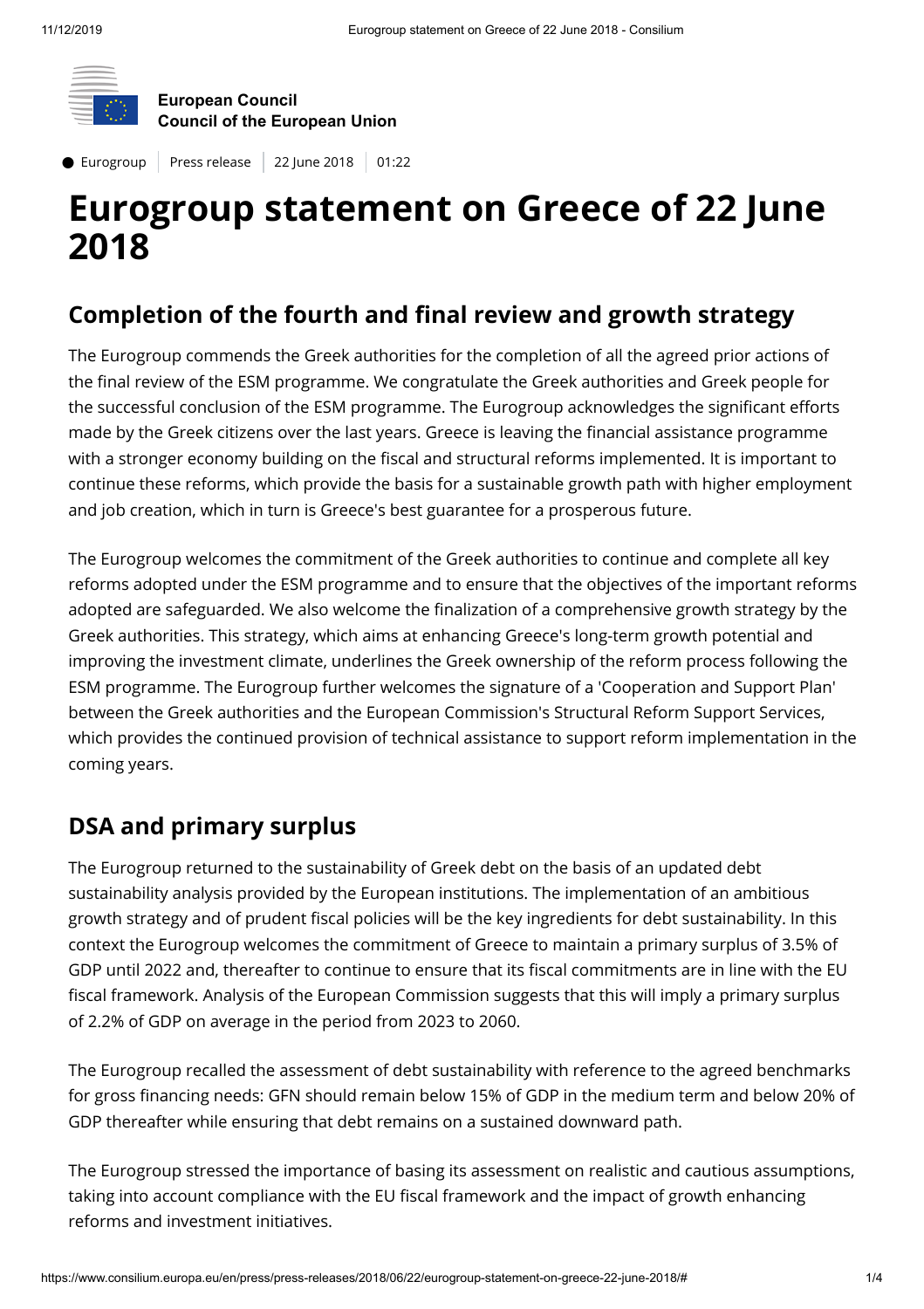**European Council**
**Council of the European Union**

Eurogroup | Press release | 22 June 2018 | 01:22

# Eurogroup statement on Greece of 22 June 2018

## Completion of the fourth and final review and growth strategy

The Eurogroup commends the Greek authorities for the completion of all the agreed prior actions of the final review of the ESM programme. We congratulate the Greek authorities and Greek people for the successful conclusion of the ESM programme. The Eurogroup acknowledges the significant efforts made by the Greek citizens over the last years. Greece is leaving the financial assistance programme with a stronger economy building on the fiscal and structural reforms implemented. It is important to continue these reforms, which provide the basis for a sustainable growth path with higher employment and job creation, which in turn is Greece's best guarantee for a prosperous future.

The Eurogroup welcomes the commitment of the Greek authorities to continue and complete all key reforms adopted under the ESM programme and to ensure that the objectives of the important reforms adopted are safeguarded. We also welcome the finalization of a comprehensive growth strategy by the Greek authorities. This strategy, which aims at enhancing Greece's long-term growth potential and improving the investment climate, underlines the Greek ownership of the reform process following the ESM programme. The Eurogroup further welcomes the signature of a 'Cooperation and Support Plan' between the Greek authorities and the European Commission's Structural Reform Support Services, which provides the continued provision of technical assistance to support reform implementation in the coming years.

## DSA and primary surplus

The Eurogroup returned to the sustainability of Greek debt on the basis of an updated debt sustainability analysis provided by the European institutions. The implementation of an ambitious growth strategy and of prudent fiscal policies will be the key ingredients for debt sustainability. In this context the Eurogroup welcomes the commitment of Greece to maintain a primary surplus of 3.5% of GDP until 2022 and, thereafter to continue to ensure that its fiscal commitments are in line with the EU fiscal framework. Analysis of the European Commission suggests that this will imply a primary surplus of 2.2% of GDP on average in the period from 2023 to 2060.

The Eurogroup recalled the assessment of debt sustainability with reference to the agreed benchmarks for gross financing needs: GFN should remain below 15% of GDP in the medium term and below 20% of GDP thereafter while ensuring that debt remains on a sustained downward path.

The Eurogroup stressed the importance of basing its assessment on realistic and cautious assumptions, taking into account compliance with the EU fiscal framework and the impact of growth enhancing reforms and investment initiatives.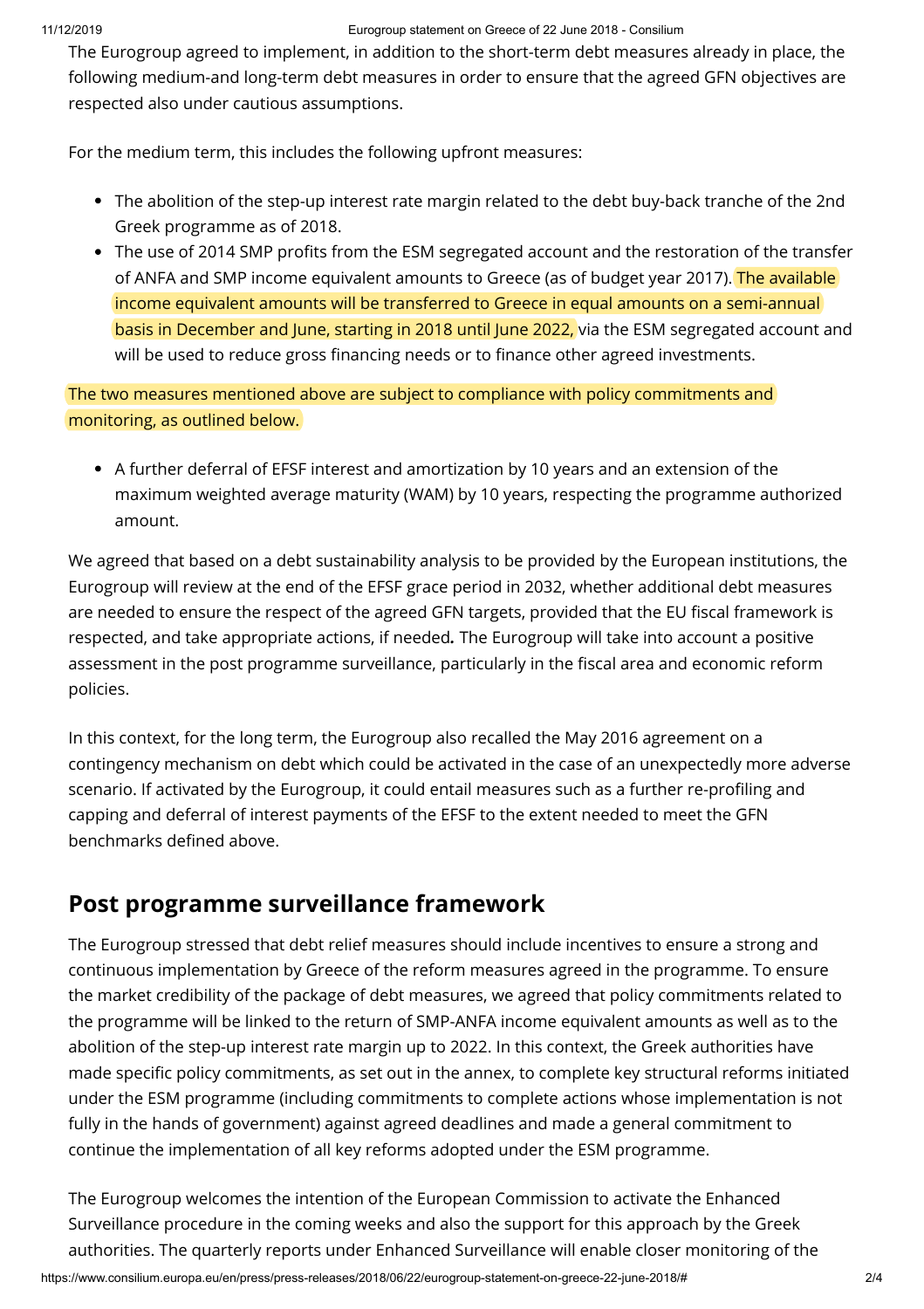The Eurogroup agreed to implement, in addition to the short-term debt measures already in place, the following medium-and long-term debt measures in order to ensure that the agreed GFN objectives are respected also under cautious assumptions.

For the medium term, this includes the following upfront measures:

- The abolition of the step-up interest rate margin related to the debt buy-back tranche of the 2nd Greek programme as of 2018.
- The use of 2014 SMP profits from the ESM segregated account and the restoration of the transfer of ANFA and SMP income equivalent amounts to Greece (as of budget year 2017). The available income equivalent amounts will be transferred to Greece in equal amounts on a semi-annual basis in December and June, starting in 2018 until June 2022, via the ESM segregated account and will be used to reduce gross financing needs or to finance other agreed investments.

The two measures mentioned above are subject to compliance with policy commitments and monitoring, as outlined below.

- A further deferral of EFSF interest and amortization by 10 years and an extension of the maximum weighted average maturity (WAM) by 10 years, respecting the programme authorized amount.

We agreed that based on a debt sustainability analysis to be provided by the European institutions, the Eurogroup will review at the end of the EFSF grace period in 2032, whether additional debt measures are needed to ensure the respect of the agreed GFN targets, provided that the EU fiscal framework is respected, and take appropriate actions, if needed**.** The Eurogroup will take into account a positive assessment in the post programme surveillance, particularly in the fiscal area and economic reform policies.

In this context, for the long term, the Eurogroup also recalled the May 2016 agreement on a contingency mechanism on debt which could be activated in the case of an unexpectedly more adverse scenario. If activated by the Eurogroup, it could entail measures such as a further re-profiling and capping and deferral of interest payments of the EFSF to the extent needed to meet the GFN benchmarks defined above.

## Post programme surveillance framework

The Eurogroup stressed that debt relief measures should include incentives to ensure a strong and continuous implementation by Greece of the reform measures agreed in the programme. To ensure the market credibility of the package of debt measures, we agreed that policy commitments related to the programme will be linked to the return of SMP-ANFA income equivalent amounts as well as to the abolition of the step-up interest rate margin up to 2022. In this context, the Greek authorities have made specific policy commitments, as set out in the annex, to complete key structural reforms initiated under the ESM programme (including commitments to complete actions whose implementation is not fully in the hands of government) against agreed deadlines and made a general commitment to continue the implementation of all key reforms adopted under the ESM programme.

The Eurogroup welcomes the intention of the European Commission to activate the Enhanced Surveillance procedure in the coming weeks and also the support for this approach by the Greek authorities. The quarterly reports under Enhanced Surveillance will enable closer monitoring of the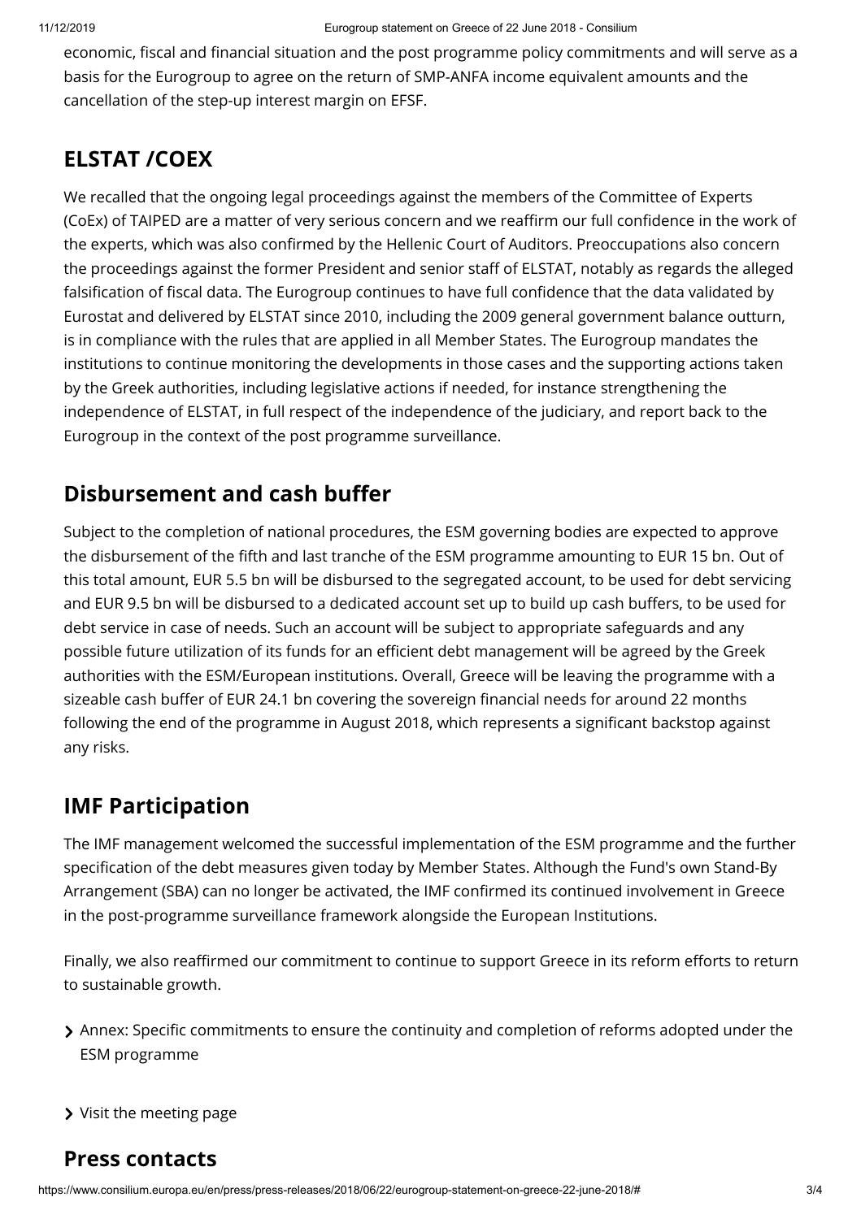economic, fiscal and financial situation and the post programme policy commitments and will serve as a basis for the Eurogroup to agree on the return of SMP-ANFA income equivalent amounts and the cancellation of the step-up interest margin on EFSF.

## ELSTAT /COEX

We recalled that the ongoing legal proceedings against the members of the Committee of Experts (CoEx) of TAIPED are a matter of very serious concern and we reaffirm our full confidence in the work of the experts, which was also confirmed by the Hellenic Court of Auditors. Preoccupations also concern the proceedings against the former President and senior staff of ELSTAT, notably as regards the alleged falsification of fiscal data. The Eurogroup continues to have full confidence that the data validated by Eurostat and delivered by ELSTAT since 2010, including the 2009 general government balance outturn, is in compliance with the rules that are applied in all Member States. The Eurogroup mandates the institutions to continue monitoring the developments in those cases and the supporting actions taken by the Greek authorities, including legislative actions if needed, for instance strengthening the independence of ELSTAT, in full respect of the independence of the judiciary, and report back to the Eurogroup in the context of the post programme surveillance.

## Disbursement and cash buffer

Subject to the completion of national procedures, the ESM governing bodies are expected to approve the disbursement of the fifth and last tranche of the ESM programme amounting to EUR 15 bn. Out of this total amount, EUR 5.5 bn will be disbursed to the segregated account, to be used for debt servicing and EUR 9.5 bn will be disbursed to a dedicated account set up to build up cash buffers, to be used for debt service in case of needs. Such an account will be subject to appropriate safeguards and any possible future utilization of its funds for an efficient debt management will be agreed by the Greek authorities with the ESM/European institutions. Overall, Greece will be leaving the programme with a sizeable cash buffer of EUR 24.1 bn covering the sovereign financial needs for around 22 months following the end of the programme in August 2018, which represents a significant backstop against any risks.

## IMF Participation

The IMF management welcomed the successful implementation of the ESM programme and the further specification of the debt measures given today by Member States. Although the Fund's own Stand-By Arrangement (SBA) can no longer be activated, the IMF confirmed its continued involvement in Greece in the post-programme surveillance framework alongside the European Institutions.

Finally, we also reaffirmed our commitment to continue to support Greece in its reform efforts to return to sustainable growth.

- Annex: Specific commitments to ensure the continuity and completion of reforms adopted under the ESM programme

- Visit the meeting page

## Press contacts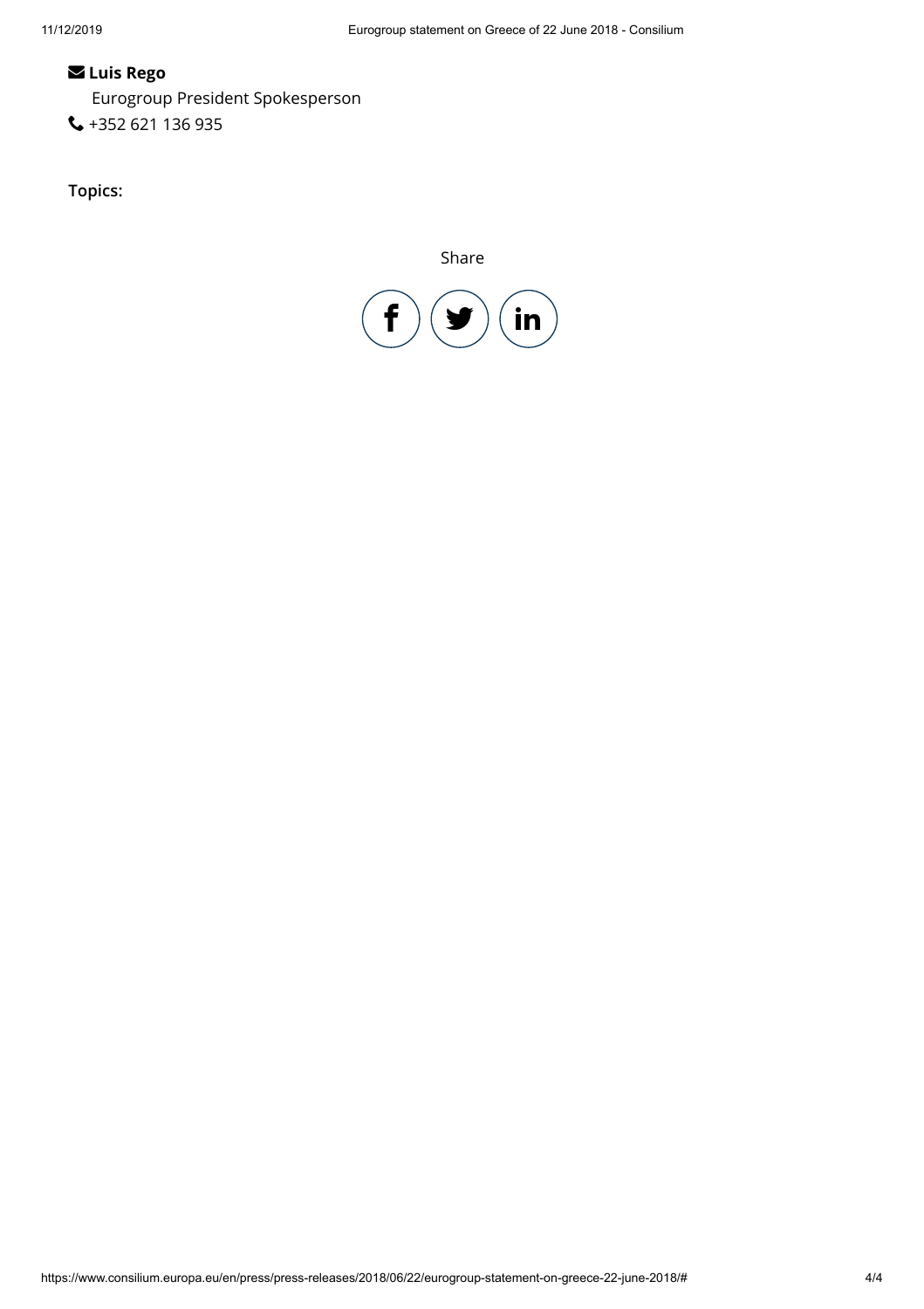**Luis Rego**

Eurogroup President Spokesperson

+352 621 136 935

**Topics:**

Share